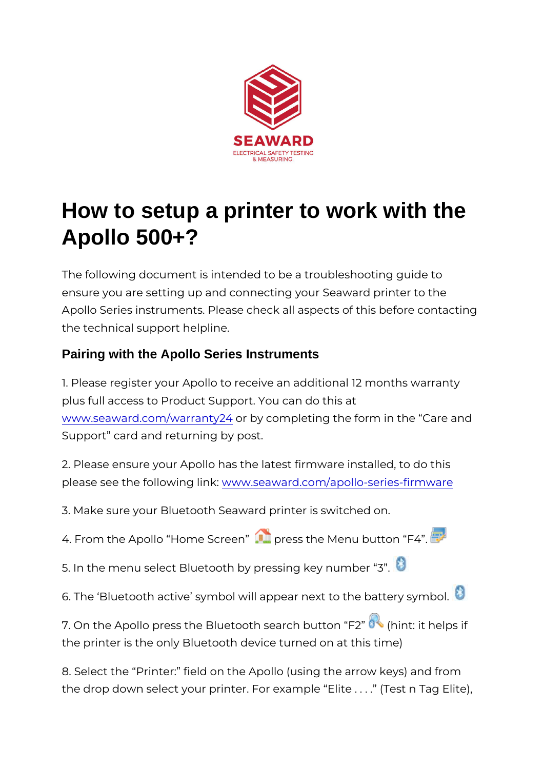SEAWARD

ELECTRICAL SAFETY TESTING & MEASURING.

# How to setup a printer to work with the Apollo 500+?

The following document is intended to be a troubleshooting guide to ensure you are setting up and connecting your Seaward printer to the Apollo Series instruments. Please check all aspects of this before contacting the technical support helpline.

### Pairing with the Apollo Series Instruments

1. Please register your Apollo to receive an additional 12 months warranty plus full access to Product Support. You can do this at www.seaward.com/warranty24 or by completing the form in the “Care and Support” card and returning by post.

2. Please ensure your Apollo has the latest firmware installed, to do this please see the following link: www.seaward.com/apollo-series-firmware

3. Make sure your Bluetooth Seaward printer is switched on.

4. From the Apollo “Home Screen” press the Menu button “F4”.

5. In the menu select Bluetooth by pressing key number “3”.

6. The ‘Bluetooth active’ symbol will appear next to the battery symbol.

7. On the Apollo press the Bluetooth search button “F2” (hint: it helps if the printer is the only Bluetooth device turned on at this time)

8. Select the “Printer:” field on the Apollo (using the arrow keys) and from the drop down select your printer. For example “Elite . . . .” (Test n Tag Elite),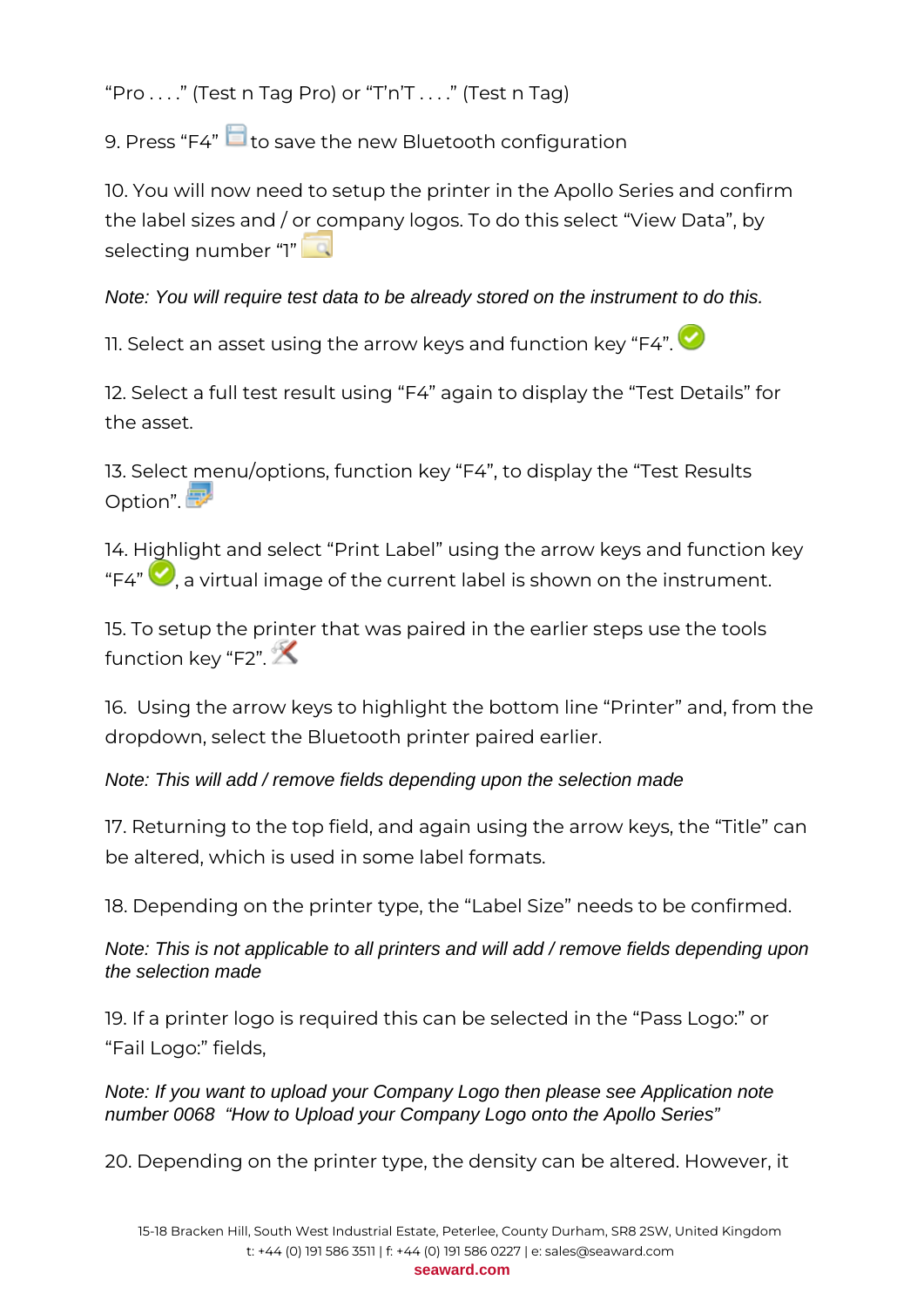"Pro . . . ." (Test n Tag Pro) or "T'n'T . . . ." (Test n Tag)

9. Press "F4" to save the new Bluetooth configuration

10. You will now need to setup the printer in the Apollo Series and confirm the label sizes and / or company logos. To do this select "View Data", by selecting number "1"

*Note: You will require test data to be already stored on the instrument to do this.*

11. Select an asset using the arrow keys and function key "F4".

12. Select a full test result using "F4" again to display the "Test Details" for the asset.

13. Select menu/options, function key "F4", to display the "Test Results Option".

14. Highlight and select "Print Label" using the arrow keys and function key "F4" , a virtual image of the current label is shown on the instrument.

15. To setup the printer that was paired in the earlier steps use the tools function key "F2".

16. Using the arrow keys to highlight the bottom line "Printer" and, from the dropdown, select the Bluetooth printer paired earlier.

*Note: This will add / remove fields depending upon the selection made*

17. Returning to the top field, and again using the arrow keys, the "Title" can be altered, which is used in some label formats.

18. Depending on the printer type, the "Label Size" needs to be confirmed.

*Note: This is not applicable to all printers and will add / remove fields depending upon the selection made*

19. If a printer logo is required this can be selected in the "Pass Logo:" or "Fail Logo:" fields,

*Note: If you want to upload your Company Logo then please see Application note number 0068 "How to Upload your Company Logo onto the Apollo Series"*

20. Depending on the printer type, the density can be altered. However, it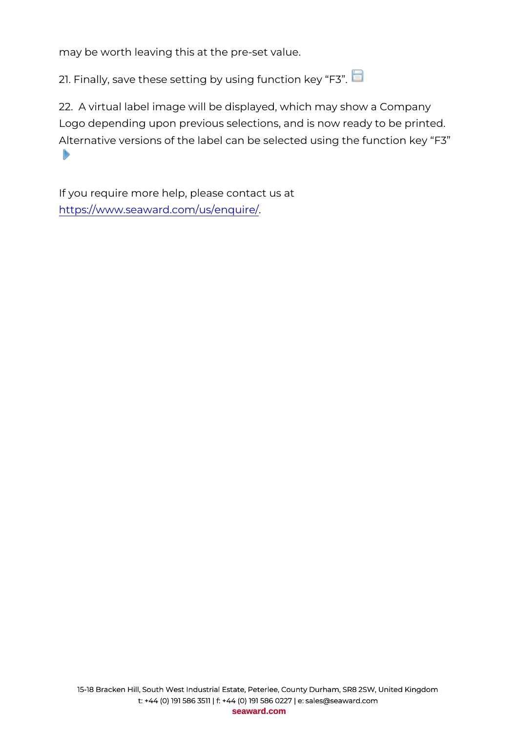may be worth leaving this at the pre-set value.

21. Finally, save these setting by using function key “F3”.

22. A virtual label image will be displayed, which may show a Company Logo depending upon previous selections, and is now ready to be printed. Alternative versions of the label can be selected using the function key “F3”

If you require more help, please contact us at https://www.seaward.com/us/enquire/.